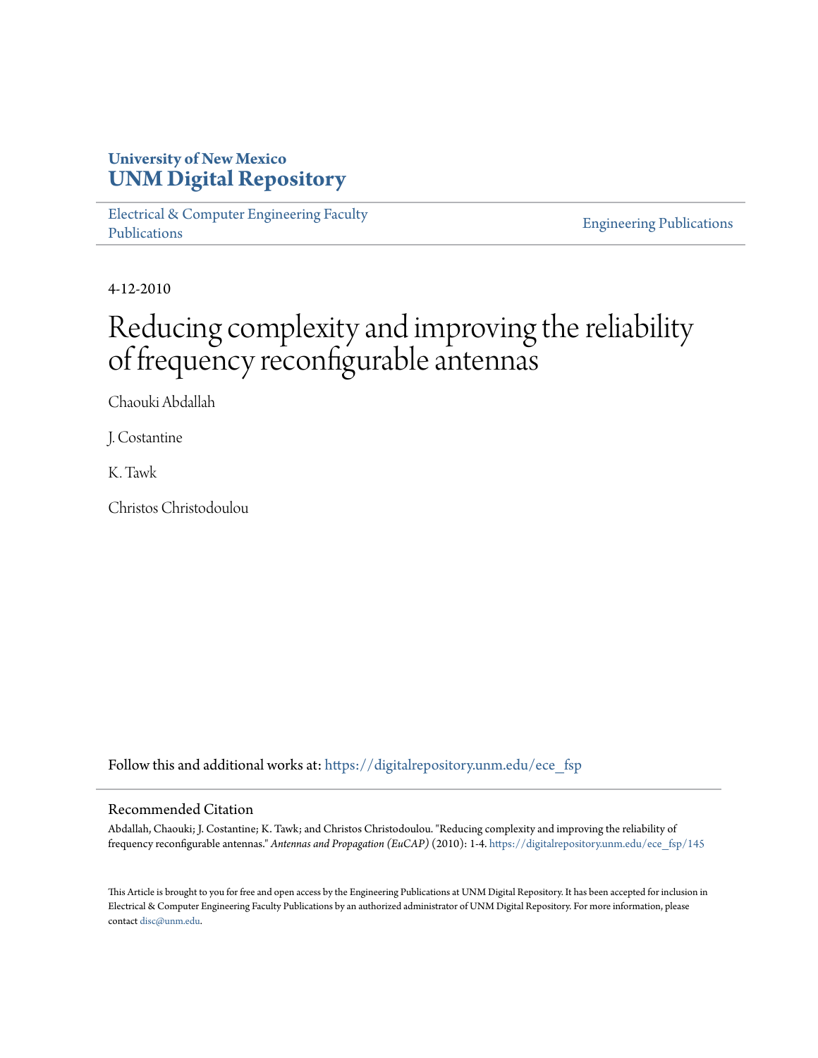University of New Mexico
**UNM Digital Repository**

Electrical & Computer Engineering Faculty Publications

Engineering Publications

4-12-2010

# Reducing complexity and improving the reliability of frequency reconfigurable antennas

Chaouki Abdallah

J. Costantine

K. Tawk

Christos Christodoulou

Follow this and additional works at: https://digitalrepository.unm.edu/ece_fsp

## Recommended Citation

Abdallah, Chaouki; J. Costantine; K. Tawk; and Christos Christodoulou. "Reducing complexity and improving the reliability of frequency reconfigurable antennas." *Antennas and Propagation (EuCAP)* (2010): 1-4. https://digitalrepository.unm.edu/ece_fsp/145

This Article is brought to you for free and open access by the Engineering Publications at UNM Digital Repository. It has been accepted for inclusion in Electrical & Computer Engineering Faculty Publications by an authorized administrator of UNM Digital Repository. For more information, please contact disc@unm.edu.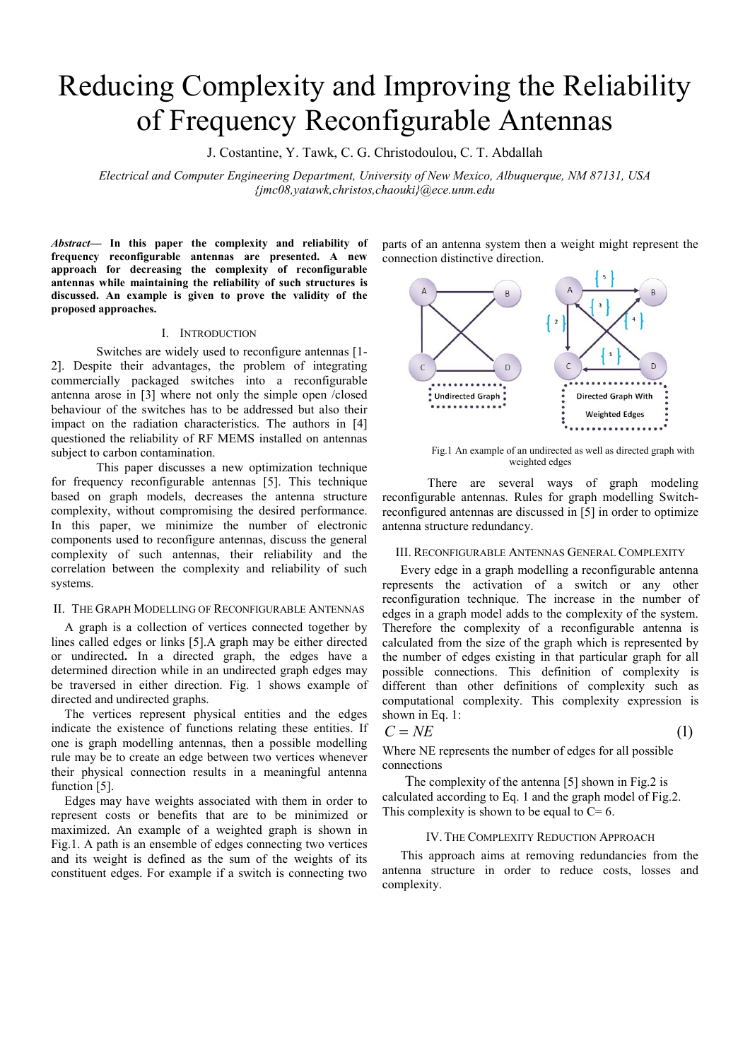# Reducing Complexity and Improving the Reliability of Frequency Reconfigurable Antennas

J. Costantine, Y. Tawk, C. G. Christodoulou, C. T. Abdallah

*Electrical and Computer Engineering Department, University of New Mexico, Albuquerque, NM 87131, USA*
*{jmc08,yatawk,christos,chaouki}@ece.unm.edu*

***Abstract*— In this paper the complexity and reliability of frequency reconfigurable antennas are presented. A new approach for decreasing the complexity of reconfigurable antennas while maintaining the reliability of such structures is discussed. An example is given to prove the validity of the proposed approaches.**

## I. Introduction

Switches are widely used to reconfigure antennas [1-2]. Despite their advantages, the problem of integrating commercially packaged switches into a reconfigurable antenna arose in [3] where not only the simple open /closed behaviour of the switches has to be addressed but also their impact on the radiation characteristics. The authors in [4] questioned the reliability of RF MEMS installed on antennas subject to carbon contamination.

This paper discusses a new optimization technique for frequency reconfigurable antennas [5]. This technique based on graph models, decreases the antenna structure complexity, without compromising the desired performance. In this paper, we minimize the number of electronic components used to reconfigure antennas, discuss the general complexity of such antennas, their reliability and the correlation between the complexity and reliability of such systems.

## II. The Graph Modelling of Reconfigurable Antennas

A graph is a collection of vertices connected together by lines called edges or links [5].A graph may be either directed or undirected**.** In a directed graph, the edges have a determined direction while in an undirected graph edges may be traversed in either direction. Fig. 1 shows example of directed and undirected graphs.

The vertices represent physical entities and the edges indicate the existence of functions relating these entities. If one is graph modelling antennas, then a possible modelling rule may be to create an edge between two vertices whenever their physical connection results in a meaningful antenna function [5].

Edges may have weights associated with them in order to represent costs or benefits that are to be minimized or maximized. An example of a weighted graph is shown in Fig.1. A path is an ensemble of edges connecting two vertices and its weight is defined as the sum of the weights of its constituent edges. For example if a switch is connecting two parts of an antenna system then a weight might represent the connection distinctive direction.

Fig.1 An example of an undirected as well as directed graph with weighted edges

There are several ways of graph modeling reconfigurable antennas. Rules for graph modelling Switch-reconfigured antennas are discussed in [5] in order to optimize antenna structure redundancy.

## III. Reconfigurable Antennas General Complexity

Every edge in a graph modelling a reconfigurable antenna represents the activation of a switch or any other reconfiguration technique. The increase in the number of edges in a graph model adds to the complexity of the system. Therefore the complexity of a reconfigurable antenna is calculated from the size of the graph which is represented by the number of edges existing in that particular graph for all possible connections. This definition of complexity is different than other definitions of complexity such as computational complexity. This complexity expression is shown in Eq. 1:

$$C = NE \tag{1}$$

Where NE represents the number of edges for all possible connections

The complexity of the antenna [5] shown in Fig.2 is calculated according to Eq. 1 and the graph model of Fig.2. This complexity is shown to be equal to C= 6.

## IV. The Complexity Reduction Approach

This approach aims at removing redundancies from the antenna structure in order to reduce costs, losses and complexity.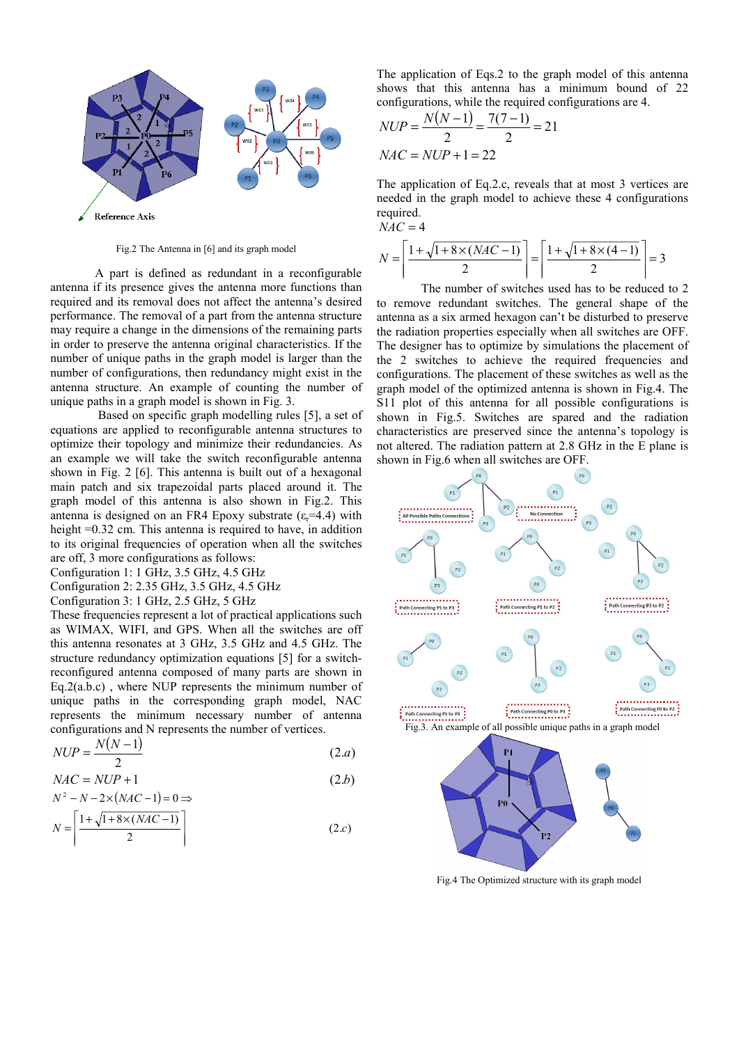Fig.2 The Antenna in [6] and its graph model

A part is defined as redundant in a reconfigurable antenna if its presence gives the antenna more functions than required and its removal does not affect the antenna's desired performance. The removal of a part from the antenna structure may require a change in the dimensions of the remaining parts in order to preserve the antenna original characteristics. If the number of unique paths in the graph model is larger than the number of configurations, then redundancy might exist in the antenna structure. An example of counting the number of unique paths in a graph model is shown in Fig. 3.

Based on specific graph modelling rules [5], a set of equations are applied to reconfigurable antenna structures to optimize their topology and minimize their redundancies. As an example we will take the switch reconfigurable antenna shown in Fig. 2 [6]. This antenna is built out of a hexagonal main patch and six trapezoidal parts placed around it. The graph model of this antenna is also shown in Fig.2. This antenna is designed on an FR4 Epoxy substrate ($\varepsilon_r$=4.4) with height =0.32 cm. This antenna is required to have, in addition to its original frequencies of operation when all the switches are off, 3 more configurations as follows:

Configuration 1: 1 GHz, 3.5 GHz, 4.5 GHz
Configuration 2: 2.35 GHz, 3.5 GHz, 4.5 GHz
Configuration 3: 1 GHz, 2.5 GHz, 5 GHz

These frequencies represent a lot of practical applications such as WIMAX, WIFI, and GPS. When all the switches are off this antenna resonates at 3 GHz, 3.5 GHz and 4.5 GHz. The structure redundancy optimization equations [5] for a switch-reconfigured antenna composed of many parts are shown in Eq.2(a.b.c) , where NUP represents the minimum number of unique paths in the corresponding graph model, NAC represents the minimum necessary number of antenna configurations and N represents the number of vertices.

$$NUP = \frac{N(N-1)}{2} \qquad (2.a)$$

$$NAC = NUP + 1 \qquad (2.b)$$

$$N^2 - N - 2\times(NAC-1) = 0 \Rightarrow$$

$$N = \left\lceil \frac{1+\sqrt{1+8\times(NAC-1)}}{2} \right\rceil \qquad (2.c)$$

The application of Eqs.2 to the graph model of this antenna shows that this antenna has a minimum bound of 22 configurations, while the required configurations are 4.

$$NUP = \frac{N(N-1)}{2} = \frac{7(7-1)}{2} = 21$$

$$NAC = NUP + 1 = 22$$

The application of Eq.2.c, reveals that at most 3 vertices are needed in the graph model to achieve these 4 configurations required.

$$NAC = 4$$

$$N = \left\lceil \frac{1+\sqrt{1+8\times(NAC-1)}}{2} \right\rceil = \left\lceil \frac{1+\sqrt{1+8\times(4-1)}}{2} \right\rceil = 3$$

The number of switches used has to be reduced to 2 to remove redundant switches. The general shape of the antenna as a six armed hexagon can't be disturbed to preserve the radiation properties especially when all switches are OFF. The designer has to optimize by simulations the placement of the 2 switches to achieve the required frequencies and configurations. The placement of these switches as well as the graph model of the optimized antenna is shown in Fig.4. The S11 plot of this antenna for all possible configurations is shown in Fig.5. Switches are spared and the radiation characteristics are preserved since the antenna's topology is not altered. The radiation pattern at 2.8 GHz in the E plane is shown in Fig.6 when all switches are OFF.

Fig.3. An example of all possible unique paths in a graph model

Fig.4 The Optimized structure with its graph model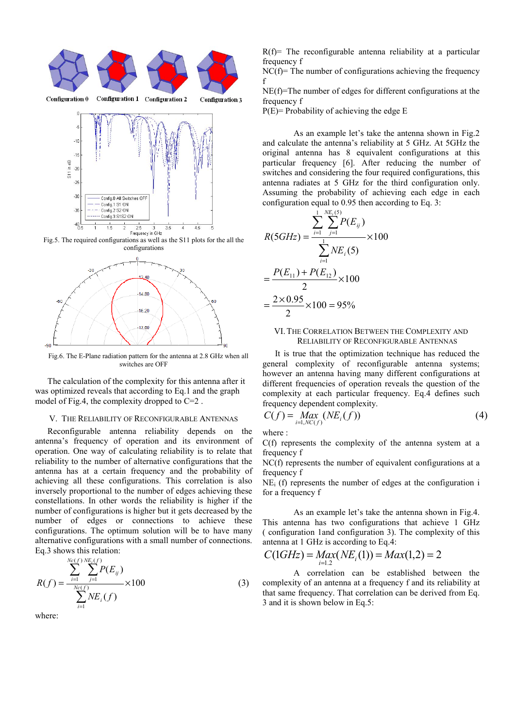Configuration 0 Configuration 1 Configuration 2 Configuration 3

Fig.5. The required configurations as well as the S11 plots for the all the configurations

Fig.6. The E-Plane radiation pattern for the antenna at 2.8 GHz when all switches are OFF

The calculation of the complexity for this antenna after it was optimized reveals that according to Eq.1 and the graph model of Fig.4, the complexity dropped to C=2 .

## V. The Reliability of Reconfigurable Antennas

Reconfigurable antenna reliability depends on the antenna's frequency of operation and its environment of operation. One way of calculating reliability is to relate that reliability to the number of alternative configurations that the antenna has at a certain frequency and the probability of achieving all these configurations. This correlation is also inversely proportional to the number of edges achieving these constellations. In other words the reliability is higher if the number of configurations is higher but it gets decreased by the number of edges or connections to achieve these configurations. The optimum solution will be to have many alternative configurations with a small number of connections. Eq.3 shows this relation:

$$R(f) = \frac{\sum_{i=1}^{Nc(f)} \sum_{j=1}^{NE_i(f)} P(E_{ij})}{\sum_{i=1}^{Nc(f)} NE_i(f)} \times 100 \qquad (3)$$

where:

R(f)= The reconfigurable antenna reliability at a particular frequency f

NC(f)= The number of configurations achieving the frequency f

NE(f)=The number of edges for different configurations at the frequency f

P(E)= Probability of achieving the edge E

As an example let's take the antenna shown in Fig.2 and calculate the antenna's reliability at 5 GHz. At 5GHz the original antenna has 8 equivalent configurations at this particular frequency [6]. After reducing the number of switches and considering the four required configurations, this antenna radiates at 5 GHz for the third configuration only. Assuming the probability of achieving each edge in each configuration equal to 0.95 then according to Eq. 3:

$$R(5GHz) = \frac{\sum_{i=1}^{1} \sum_{j=1}^{NE_i(5)} P(E_{ij})}{\sum_{i=1}^{1} NE_i(5)} \times 100$$

$$= \frac{P(E_{11}) + P(E_{12})}{2} \times 100$$

$$= \frac{2 \times 0.95}{2} \times 100 = 95\%$$

## VI. The Correlation Between the Complexity and Reliability of Reconfigurable Antennas

It is true that the optimization technique has reduced the general complexity of reconfigurable antenna systems; however an antenna having many different configurations at different frequencies of operation reveals the question of the complexity at each particular frequency. Eq.4 defines such frequency dependent complexity.

$$C(f) = \underset{i=1,NC(f)}{Max}(NE_i(f)) \qquad (4)$$

where :

C(f) represents the complexity of the antenna system at a frequency f

NC(f) represents the number of equivalent configurations at a frequency f

$NE_i$ (f) represents the number of edges at the configuration i for a frequency f

As an example let's take the antenna shown in Fig.4. This antenna has two configurations that achieve 1 GHz ( configuration 1and configuration 3). The complexity of this antenna at 1 GHz is according to Eq.4:

$$C(1GHz) = \underset{i=1,2}{Max}(NE_i(1)) = Max(1,2) = 2$$

A correlation can be established between the complexity of an antenna at a frequency f and its reliability at that same frequency. That correlation can be derived from Eq. 3 and it is shown below in Eq.5: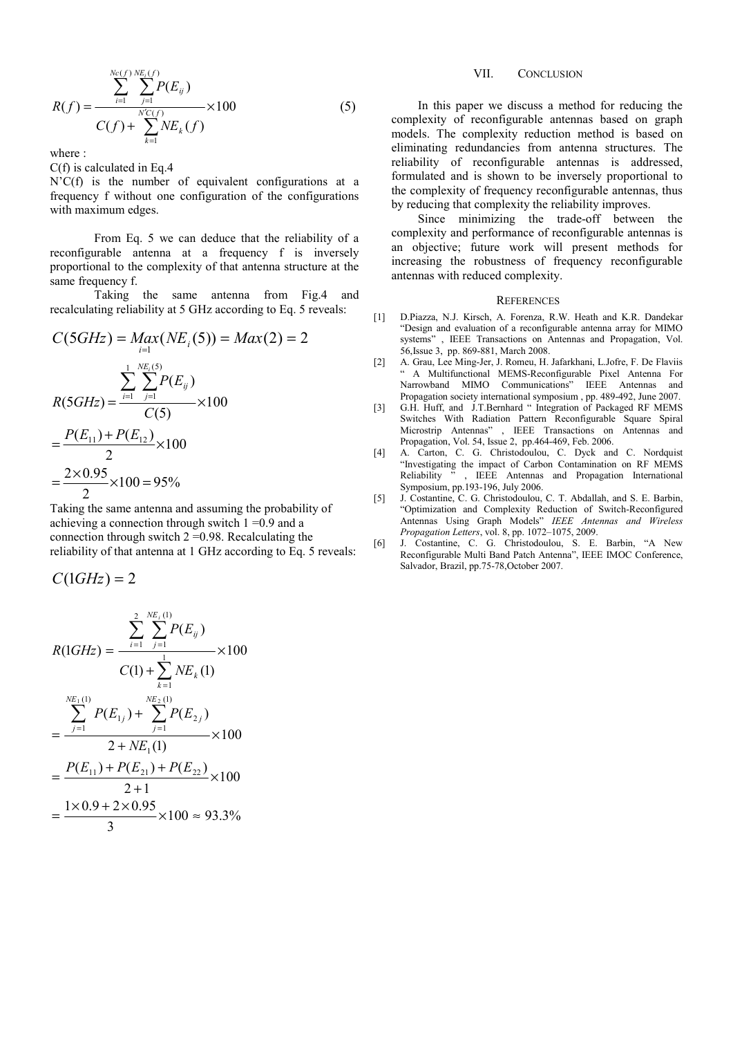$$R(f) = \frac{\sum_{i=1}^{Nc(f)} \sum_{j=1}^{NE_i(f)} P(E_{ij})}{C(f) + \sum_{k=1}^{N'C(f)} NE_k(f)} \times 100 \tag{5}$$

where :

C(f) is calculated in Eq.4

N'C(f) is the number of equivalent configurations at a frequency f without one configuration of the configurations with maximum edges.

From Eq. 5 we can deduce that the reliability of a reconfigurable antenna at a frequency f is inversely proportional to the complexity of that antenna structure at the same frequency f.

Taking the same antenna from Fig.4 and recalculating reliability at 5 GHz according to Eq. 5 reveals:

$$C(5GHz) = \underset{i=1}{Max}(NE_i(5)) = Max(2) = 2$$

$$R(5GHz) = \frac{\sum_{i=1}^{1} \sum_{j=1}^{NE_i(5)} P(E_{ij})}{C(5)} \times 100$$

$$= \frac{P(E_{11}) + P(E_{12})}{2} \times 100$$

$$= \frac{2 \times 0.95}{2} \times 100 = 95\%$$

Taking the same antenna and assuming the probability of achieving a connection through switch 1 =0.9 and a connection through switch 2 =0.98. Recalculating the reliability of that antenna at 1 GHz according to Eq. 5 reveals:

$$C(1GHz) = 2$$

$$R(1GHz) = \frac{\sum_{i=1}^{2} \sum_{j=1}^{NE_i(1)} P(E_{ij})}{C(1) + \sum_{k=1}^{1} NE_k(1)} \times 100$$

$$= \frac{\sum_{j=1}^{NE_1(1)} P(E_{1j}) + \sum_{j=1}^{NE_2(1)} P(E_{2j})}{2 + NE_1(1)} \times 100$$

$$= \frac{P(E_{11}) + P(E_{21}) + P(E_{22})}{2+1} \times 100$$

$$= \frac{1 \times 0.9 + 2 \times 0.95}{3} \times 100 \approx 93.3\%$$

## VII. Conclusion

In this paper we discuss a method for reducing the complexity of reconfigurable antennas based on graph models. The complexity reduction method is based on eliminating redundancies from antenna structures. The reliability of reconfigurable antennas is addressed, formulated and is shown to be inversely proportional to the complexity of frequency reconfigurable antennas, thus by reducing that complexity the reliability improves.

Since minimizing the trade-off between the complexity and performance of reconfigurable antennas is an objective; future work will present methods for increasing the robustness of frequency reconfigurable antennas with reduced complexity.

## References

[1] D.Piazza, N.J. Kirsch, A. Forenza, R.W. Heath and K.R. Dandekar "Design and evaluation of a reconfigurable antenna array for MIMO systems" , IEEE Transactions on Antennas and Propagation, Vol. 56,Issue 3, pp. 869-881, March 2008.

[2] A. Grau, Lee Ming-Jer, J. Romeu, H. Jafarkhani, L.Jofre, F. De Flaviis " A Multifunctional MEMS-Reconfigurable Pixel Antenna For Narrowband MIMO Communications" IEEE Antennas and Propagation society international symposium , pp. 489-492, June 2007.

[3] G.H. Huff, and J.T.Bernhard " Integration of Packaged RF MEMS Switches With Radiation Pattern Reconfigurable Square Spiral Microstrip Antennas" , IEEE Transactions on Antennas and Propagation, Vol. 54, Issue 2, pp.464-469, Feb. 2006.

[4] A. Carton, C. G. Christodoulou, C. Dyck and C. Nordquist "Investigating the impact of Carbon Contamination on RF MEMS Reliability " , IEEE Antennas and Propagation International Symposium, pp.193-196, July 2006.

[5] J. Costantine, C. G. Christodoulou, C. T. Abdallah, and S. E. Barbin, "Optimization and Complexity Reduction of Switch-Reconfigured Antennas Using Graph Models" *IEEE Antennas and Wireless Propagation Letters*, vol. 8, pp. 1072–1075, 2009.

[6] J. Costantine, C. G. Christodoulou, S. E. Barbin, "A New Reconfigurable Multi Band Patch Antenna", IEEE IMOC Conference, Salvador, Brazil, pp.75-78,October 2007.